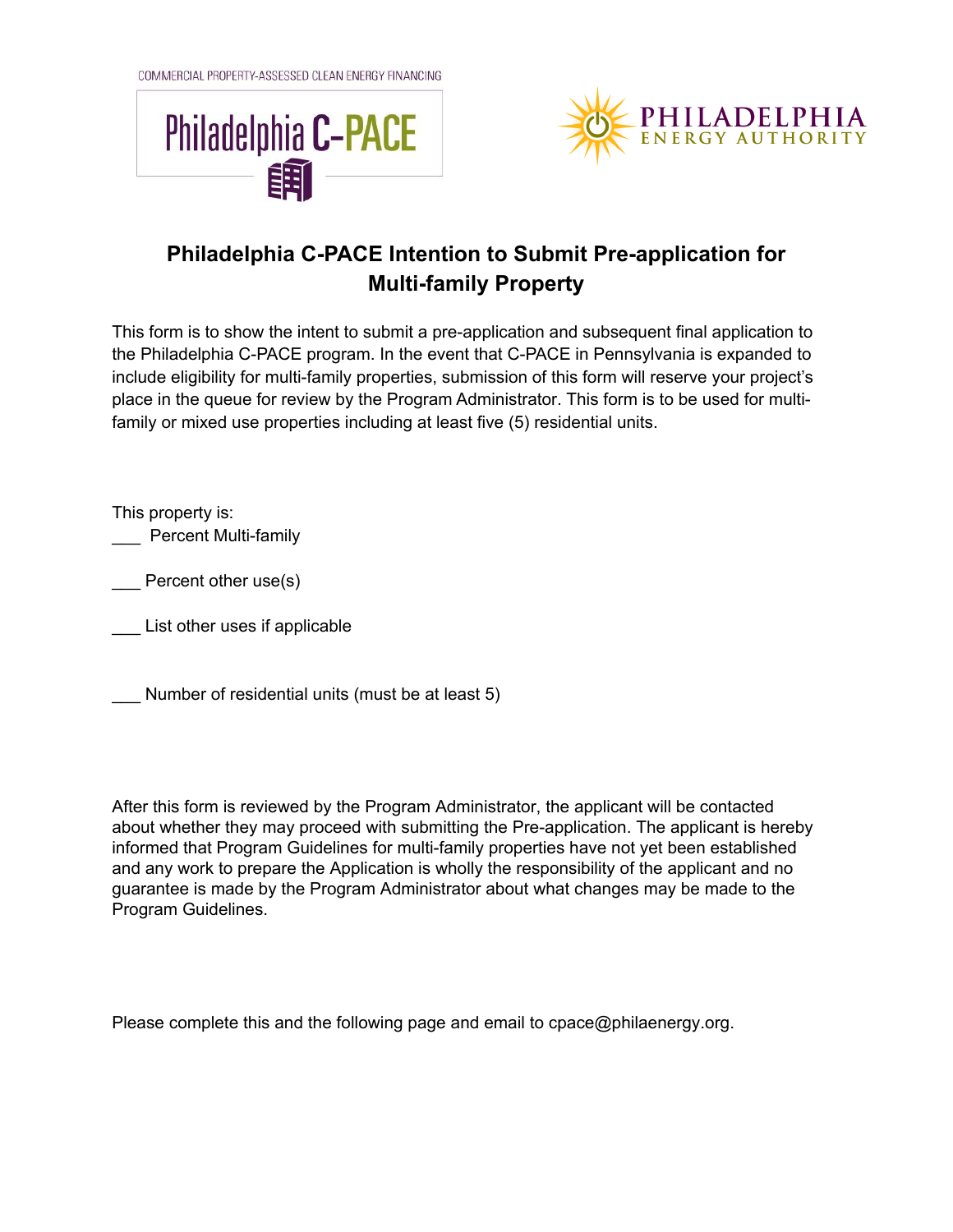COMMERCIAL PROPERTY-ASSESSED CLEAN ENERGY FINANCING

Philadelphia C-PACE

PHILADELPHIA ENERGY AUTHORITY

# Philadelphia C-PACE Intention to Submit Pre-application for Multi-family Property

This form is to show the intent to submit a pre-application and subsequent final application to the Philadelphia C-PACE program. In the event that C-PACE in Pennsylvania is expanded to include eligibility for multi-family properties, submission of this form will reserve your project's place in the queue for review by the Program Administrator. This form is to be used for multi-family or mixed use properties including at least five (5) residential units.

This property is:

___ Percent Multi-family

___ Percent other use(s)

___ List other uses if applicable

___ Number of residential units (must be at least 5)

After this form is reviewed by the Program Administrator, the applicant will be contacted about whether they may proceed with submitting the Pre-application. The applicant is hereby informed that Program Guidelines for multi-family properties have not yet been established and any work to prepare the Application is wholly the responsibility of the applicant and no guarantee is made by the Program Administrator about what changes may be made to the Program Guidelines.

Please complete this and the following page and email to cpace@philaenergy.org.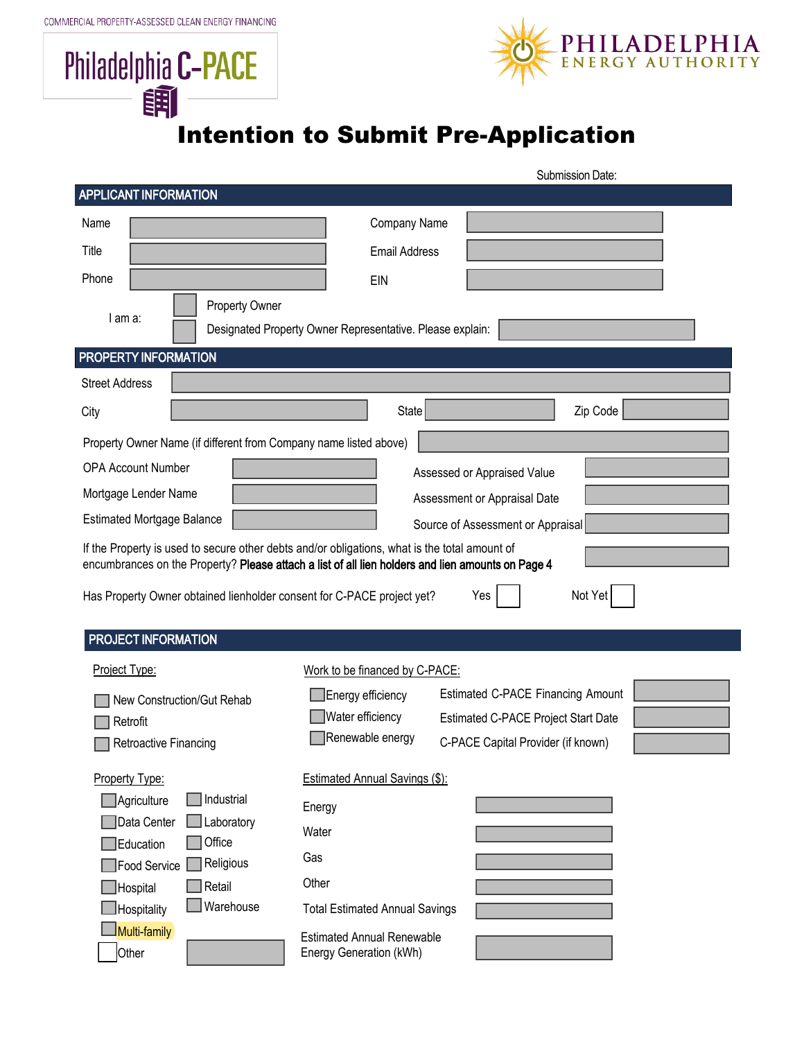COMMERCIAL PROPERTY-ASSESSED CLEAN ENERGY FINANCING

Philadelphia C-PACE

PHILADELPHIA ENERGY AUTHORITY

# Intention to Submit Pre-Application

Submission Date:

## APPLICANT INFORMATION

Name

Company Name

Title

Email Address

Phone

EIN

I am a:
- ☐ Property Owner
- ☐ Designated Property Owner Representative. Please explain:

## PROPERTY INFORMATION

Street Address

City

State

Zip Code

Property Owner Name (if different from Company name listed above)

OPA Account Number

Assessed or Appraised Value

Mortgage Lender Name

Assessment or Appraisal Date

Estimated Mortgage Balance

Source of Assessment or Appraisal

If the Property is used to secure other debts and/or obligations, what is the total amount of encumbrances on the Property? **Please attach a list of all lien holders and lien amounts on Page 4**

Has Property Owner obtained lienholder consent for C-PACE project yet? Yes ☐ Not Yet ☐

## PROJECT INFORMATION

Project Type:
- ☐ New Construction/Gut Rehab
- ☐ Retrofit
- ☐ Retroactive Financing

Work to be financed by C-PACE:
- ☐ Energy efficiency
- ☐ Water efficiency
- ☐ Renewable energy

Estimated C-PACE Financing Amount

Estimated C-PACE Project Start Date

C-PACE Capital Provider (if known)

Property Type:
- ☐ Agriculture
- ☐ Data Center
- ☐ Education
- ☐ Food Service
- ☐ Hospital
- ☐ Hospitality
- ☐ Multi-family
- ☐ Other
- ☐ Industrial
- ☐ Laboratory
- ☐ Office
- ☐ Religious
- ☐ Retail
- ☐ Warehouse

Estimated Annual Savings ($):

Energy

Water

Gas

Other

Total Estimated Annual Savings

Estimated Annual Renewable Energy Generation (kWh)